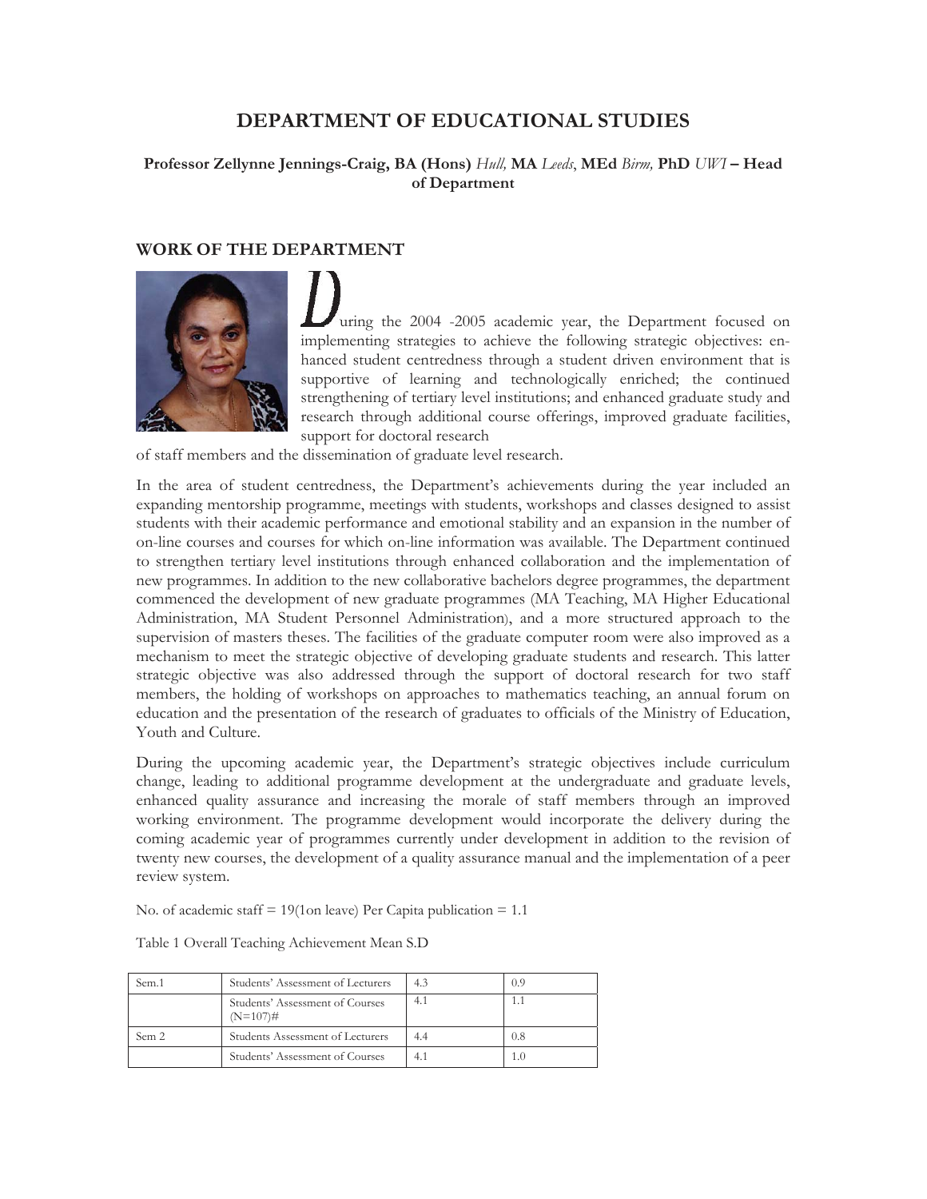# DEPARTMENT OF EDUCATIONAL STUDIES

**Professor Zellynne Jennings-Craig, BA (Hons)** *Hull,* **MA** *Leeds*, **MEd** *Birm,* **PhD** *UWI* **– Head of Department**

## WORK OF THE DEPARTMENT

During the 2004 -2005 academic year, the Department focused on implementing strategies to achieve the following strategic objectives: enhanced student centredness through a student driven environment that is supportive of learning and technologically enriched; the continued strengthening of tertiary level institutions; and enhanced graduate study and research through additional course offerings, improved graduate facilities, support for doctoral research of staff members and the dissemination of graduate level research.

In the area of student centredness, the Department's achievements during the year included an expanding mentorship programme, meetings with students, workshops and classes designed to assist students with their academic performance and emotional stability and an expansion in the number of on-line courses and courses for which on-line information was available. The Department continued to strengthen tertiary level institutions through enhanced collaboration and the implementation of new programmes. In addition to the new collaborative bachelors degree programmes, the department commenced the development of new graduate programmes (MA Teaching, MA Higher Educational Administration, MA Student Personnel Administration), and a more structured approach to the supervision of masters theses. The facilities of the graduate computer room were also improved as a mechanism to meet the strategic objective of developing graduate students and research. This latter strategic objective was also addressed through the support of doctoral research for two staff members, the holding of workshops on approaches to mathematics teaching, an annual forum on education and the presentation of the research of graduates to officials of the Ministry of Education, Youth and Culture.

During the upcoming academic year, the Department's strategic objectives include curriculum change, leading to additional programme development at the undergraduate and graduate levels, enhanced quality assurance and increasing the morale of staff members through an improved working environment. The programme development would incorporate the delivery during the coming academic year of programmes currently under development in addition to the revision of twenty new courses, the development of a quality assurance manual and the implementation of a peer review system.

No. of academic staff = 19(1on leave) Per Capita publication = 1.1

Table 1 Overall Teaching Achievement Mean S.D

| | | Mean | S.D |
|---|---|---|---|
| Sem.1 | Students' Assessment of Lecturers | 4.3 | 0.9 |
| | Students' Assessment of Courses (N=107)# | 4.1 | 1.1 |
| Sem 2 | Students Assessment of Lecturers | 4.4 | 0.8 |
| | Students' Assessment of Courses | 4.1 | 1.0 |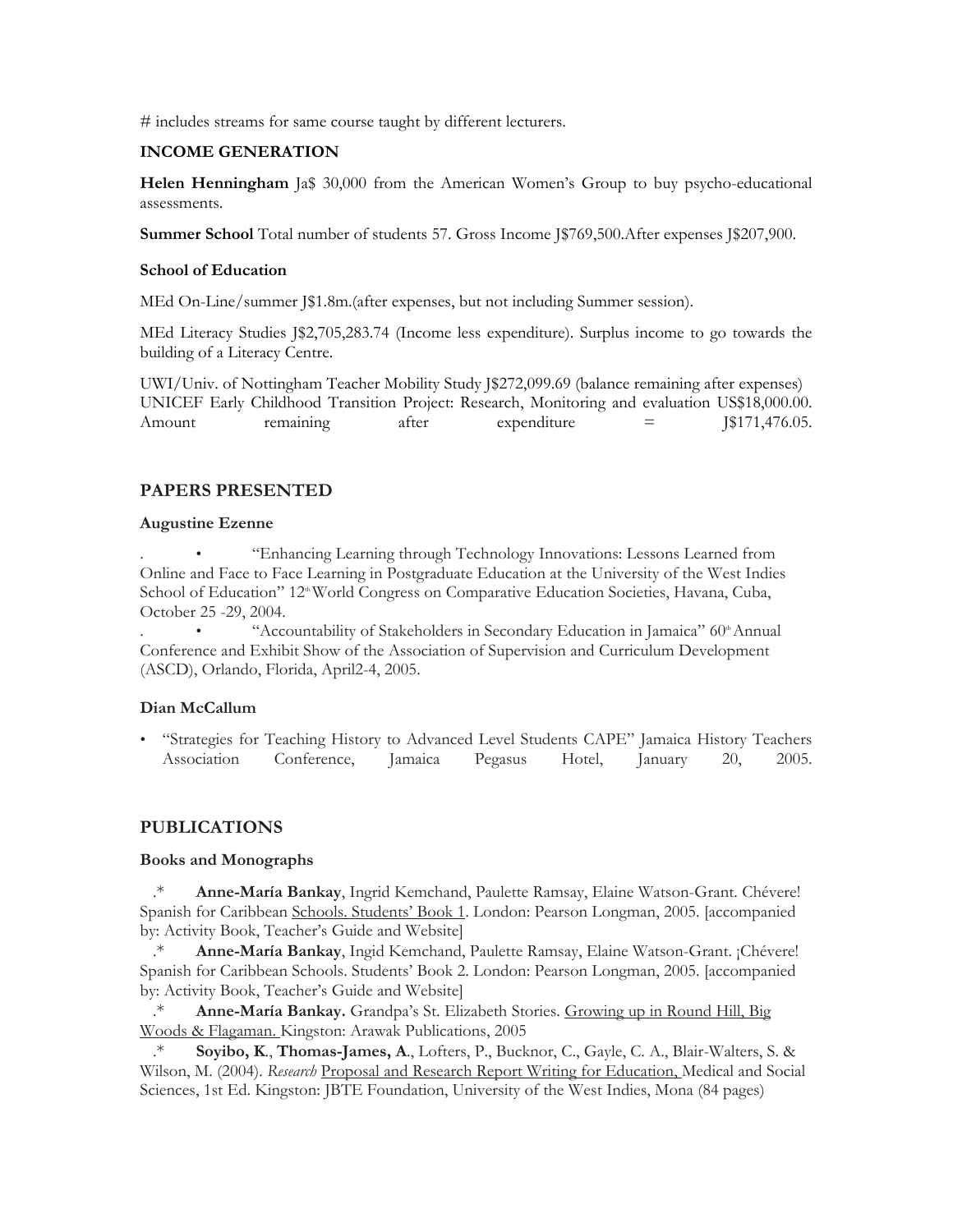# includes streams for same course taught by different lecturers.

### INCOME GENERATION

**Helen Henningham** Ja$ 30,000 from the American Women's Group to buy psycho-educational assessments.

**Summer School** Total number of students 57. Gross Income J$769,500.After expenses J$207,900.

#### School of Education

MEd On-Line/summer J$1.8m.(after expenses, but not including Summer session).

MEd Literacy Studies J$2,705,283.74 (Income less expenditure). Surplus income to go towards the building of a Literacy Centre.

UWI/Univ. of Nottingham Teacher Mobility Study J$272,099.69 (balance remaining after expenses)
UNICEF Early Childhood Transition Project: Research, Monitoring and evaluation US$18,000.00. Amount remaining after expenditure = J$171,476.05.

## PAPERS PRESENTED

#### Augustine Ezenne

- "Enhancing Learning through Technology Innovations: Lessons Learned from Online and Face to Face Learning in Postgraduate Education at the University of the West Indies School of Education" 12th World Congress on Comparative Education Societies, Havana, Cuba, October 25 -29, 2004.
- "Accountability of Stakeholders in Secondary Education in Jamaica" 60th Annual Conference and Exhibit Show of the Association of Supervision and Curriculum Development (ASCD), Orlando, Florida, April2-4, 2005.

#### Dian McCallum

- "Strategies for Teaching History to Advanced Level Students CAPE" Jamaica History Teachers Association Conference, Jamaica Pegasus Hotel, January 20, 2005.

## PUBLICATIONS

#### Books and Monographs

.* **Anne-María Bankay**, Ingrid Kemchand, Paulette Ramsay, Elaine Watson-Grant. Chévere! Spanish for Caribbean Schools. Students' Book 1. London: Pearson Longman, 2005. [accompanied by: Activity Book, Teacher's Guide and Website]

.* **Anne-María Bankay**, Ingid Kemchand, Paulette Ramsay, Elaine Watson-Grant. ¡Chévere! Spanish for Caribbean Schools. Students' Book 2. London: Pearson Longman, 2005. [accompanied by: Activity Book, Teacher's Guide and Website]

.* **Anne-María Bankay.** Grandpa's St. Elizabeth Stories. Growing up in Round Hill, Big Woods & Flagaman. Kingston: Arawak Publications, 2005

.* **Soyibo, K.**, **Thomas-James, A.**, Lofters, P., Bucknor, C., Gayle, C. A., Blair-Walters, S. & Wilson, M. (2004). *Research* Proposal and Research Report Writing for Education, Medical and Social Sciences, 1st Ed. Kingston: JBTE Foundation, University of the West Indies, Mona (84 pages)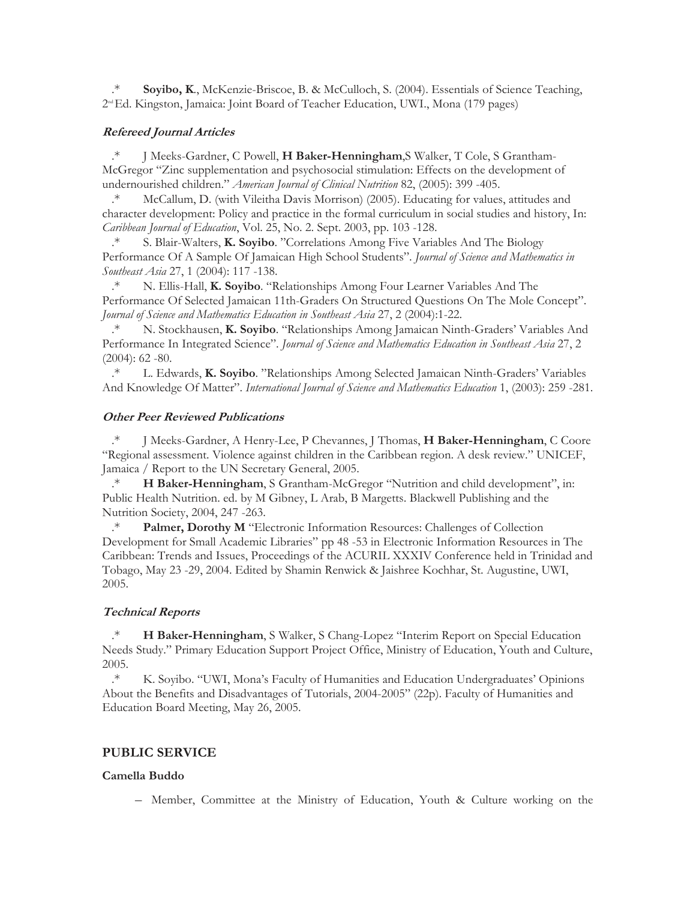.* **Soyibo, K.**, McKenzie-Briscoe, B. & McCulloch, S. (2004). Essentials of Science Teaching, 2nd Ed. Kingston, Jamaica: Joint Board of Teacher Education, UWI., Mona (179 pages)

### *Refereed Journal Articles*

.* J Meeks-Gardner, C Powell, **H Baker-Henningham**,S Walker, T Cole, S Grantham-McGregor "Zinc supplementation and psychosocial stimulation: Effects on the development of undernourished children." *American Journal of Clinical Nutrition* 82, (2005): 399 -405.

.* McCallum, D. (with Vileitha Davis Morrison) (2005). Educating for values, attitudes and character development: Policy and practice in the formal curriculum in social studies and history, In: *Caribbean Journal of Education*, Vol. 25, No. 2. Sept. 2003, pp. 103 -128.

.* S. Blair-Walters, **K. Soyibo**. "Correlations Among Five Variables And The Biology Performance Of A Sample Of Jamaican High School Students". *Journal of Science and Mathematics in Southeast Asia* 27, 1 (2004): 117 -138.

.* N. Ellis-Hall, **K. Soyibo**. "Relationships Among Four Learner Variables And The Performance Of Selected Jamaican 11th-Graders On Structured Questions On The Mole Concept". *Journal of Science and Mathematics Education in Southeast Asia* 27, 2 (2004):1-22.

.* N. Stockhausen, **K. Soyibo**. "Relationships Among Jamaican Ninth-Graders' Variables And Performance In Integrated Science". *Journal of Science and Mathematics Education in Southeast Asia* 27, 2 (2004): 62 -80.

.* L. Edwards, **K. Soyibo**. "Relationships Among Selected Jamaican Ninth-Graders' Variables And Knowledge Of Matter". *International Journal of Science and Mathematics Education* 1, (2003): 259 -281.

### *Other Peer Reviewed Publications*

.* J Meeks-Gardner, A Henry-Lee, P Chevannes, J Thomas, **H Baker-Henningham**, C Coore "Regional assessment. Violence against children in the Caribbean region. A desk review." UNICEF, Jamaica / Report to the UN Secretary General, 2005.

.* **H Baker-Henningham**, S Grantham-McGregor "Nutrition and child development", in: Public Health Nutrition. ed. by M Gibney, L Arab, B Margetts. Blackwell Publishing and the Nutrition Society, 2004, 247 -263.

.* **Palmer, Dorothy M** "Electronic Information Resources: Challenges of Collection Development for Small Academic Libraries" pp 48 -53 in Electronic Information Resources in The Caribbean: Trends and Issues, Proceedings of the ACURIL XXXIV Conference held in Trinidad and Tobago, May 23 -29, 2004. Edited by Shamin Renwick & Jaishree Kochhar, St. Augustine, UWI, 2005.

### *Technical Reports*

.* **H Baker-Henningham**, S Walker, S Chang-Lopez "Interim Report on Special Education Needs Study." Primary Education Support Project Office, Ministry of Education, Youth and Culture, 2005.

.* K. Soyibo. "UWI, Mona's Faculty of Humanities and Education Undergraduates' Opinions About the Benefits and Disadvantages of Tutorials, 2004-2005" (22p). Faculty of Humanities and Education Board Meeting, May 26, 2005.

## PUBLIC SERVICE

**Camella Buddo**

– Member, Committee at the Ministry of Education, Youth & Culture working on the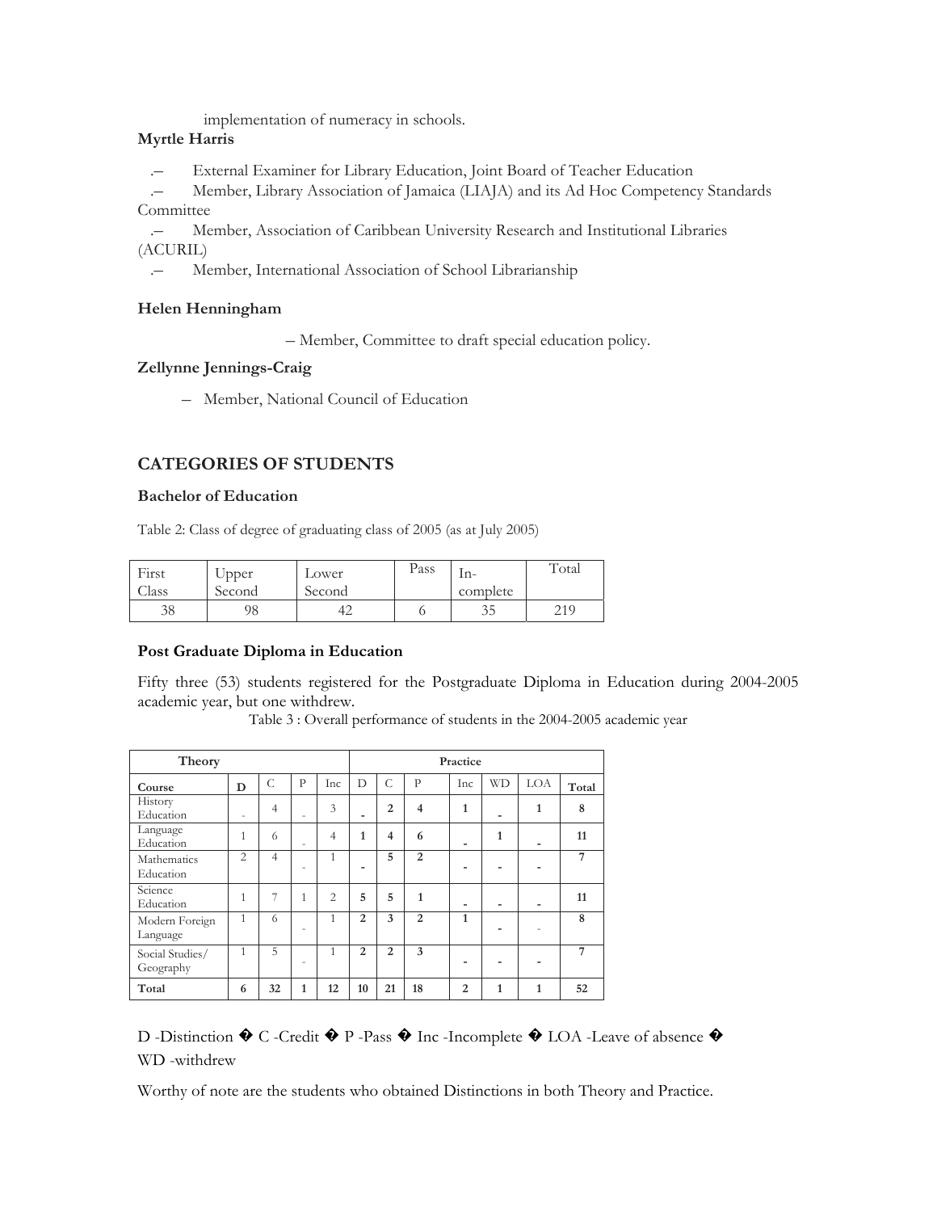implementation of numeracy in schools.

**Myrtle Harris**

- External Examiner for Library Education, Joint Board of Teacher Education
- Member, Library Association of Jamaica (LIAJA) and its Ad Hoc Competency Standards Committee
- Member, Association of Caribbean University Research and Institutional Libraries (ACURIL)
- Member, International Association of School Librarianship

**Helen Henningham**

– Member, Committee to draft special education policy.

**Zellynne Jennings-Craig**

– Member, National Council of Education

## CATEGORIES OF STUDENTS

### Bachelor of Education

Table 2: Class of degree of graduating class of 2005 (as at July 2005)

| First Class | Upper Second | Lower Second | Pass | In-complete | Total |
|---|---|---|---|---|---|
| 38 | 98 | 42 | 6 | 35 | 219 |

### Post Graduate Diploma in Education

Fifty three (53) students registered for the Postgraduate Diploma in Education during 2004-2005 academic year, but one withdrew.

Table 3 : Overall performance of students in the 2004-2005 academic year

| **Theory** | | | | | **Practice** | | | | | | |
|---|---|---|---|---|---|---|---|---|---|---|---|
| **Course** | **D** | C | P | Inc | D | C | P | Inc | WD | LOA | **Total** |
| History Education | - | 4 | - | 3 | - | **2** | **4** | **1** | - | **1** | **8** |
| Language Education | 1 | 6 | - | 4 | **1** | **4** | **6** | - | **1** | - | **11** |
| Mathematics Education | 2 | 4 | - | 1 | - | **5** | **2** | - | - | - | **7** |
| Science Education | 1 | 7 | 1 | 2 | **5** | **5** | **1** | - | - | - | **11** |
| Modern Foreign Language | 1 | 6 | - | 1 | **2** | **3** | **2** | **1** | - | - | **8** |
| Social Studies/ Geography | 1 | 5 | - | 1 | **2** | **2** | **3** | - | - | - | **7** |
| **Total** | **6** | **32** | **1** | **12** | **10** | **21** | **18** | **2** | **1** | **1** | **52** |

D -Distinction � C -Credit � P -Pass � Inc -Incomplete � LOA -Leave of absence � WD -withdrew

Worthy of note are the students who obtained Distinctions in both Theory and Practice.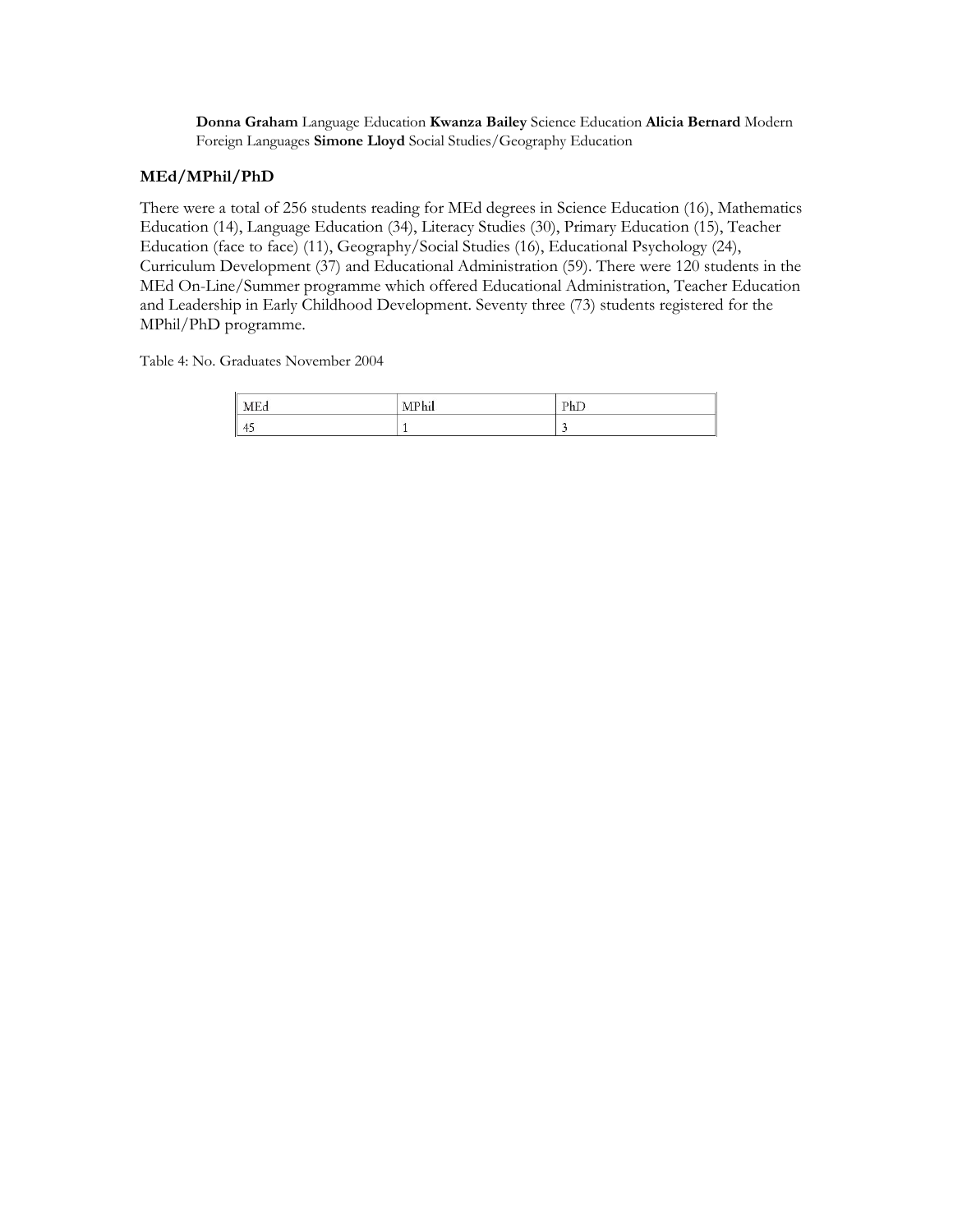**Donna Graham** Language Education **Kwanza Bailey** Science Education **Alicia Bernard** Modern Foreign Languages **Simone Lloyd** Social Studies/Geography Education

### MEd/MPhil/PhD

There were a total of 256 students reading for MEd degrees in Science Education (16), Mathematics Education (14), Language Education (34), Literacy Studies (30), Primary Education (15), Teacher Education (face to face) (11), Geography/Social Studies (16), Educational Psychology (24), Curriculum Development (37) and Educational Administration (59). There were 120 students in the MEd On-Line/Summer programme which offered Educational Administration, Teacher Education and Leadership in Early Childhood Development. Seventy three (73) students registered for the MPhil/PhD programme.

Table 4: No. Graduates November 2004

| MEd | MPhil | PhD |
|---|---|---|
| 45 | 1 | 3 |